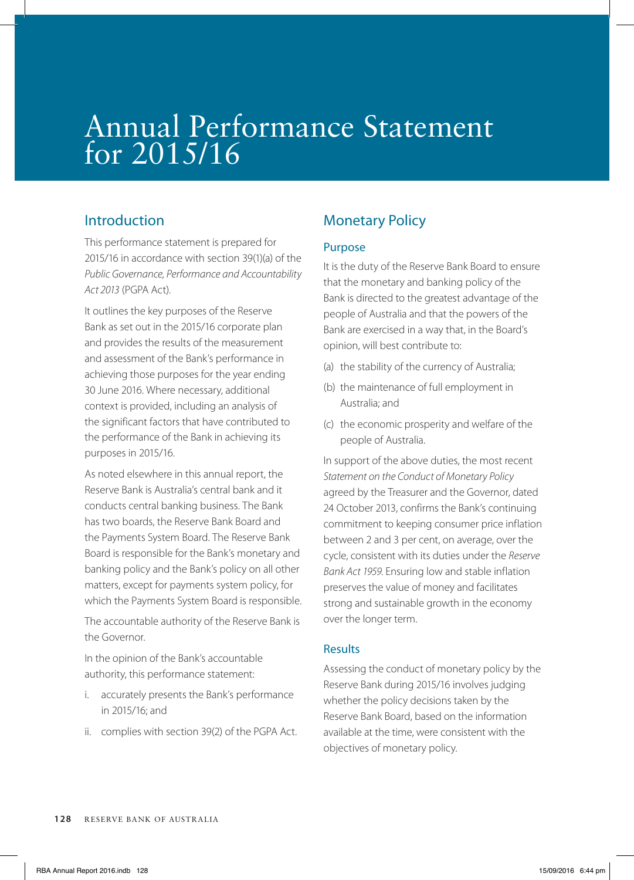# Annual Performance Statement for 2015/16

## Introduction

This performance statement is prepared for 2015/16 in accordance with section 39(1)(a) of the *Public Governance, Performance and Accountability Act 2013* (PGPA Act).

It outlines the key purposes of the Reserve Bank as set out in the 2015/16 corporate plan and provides the results of the measurement and assessment of the Bank's performance in achieving those purposes for the year ending 30 June 2016. Where necessary, additional context is provided, including an analysis of the significant factors that have contributed to the performance of the Bank in achieving its purposes in 2015/16.

As noted elsewhere in this annual report, the Reserve Bank is Australia's central bank and it conducts central banking business. The Bank has two boards, the Reserve Bank Board and the Payments System Board. The Reserve Bank Board is responsible for the Bank's monetary and banking policy and the Bank's policy on all other matters, except for payments system policy, for which the Payments System Board is responsible.

The accountable authority of the Reserve Bank is the Governor.

In the opinion of the Bank's accountable authority, this performance statement:

i. accurately presents the Bank's performance in 2015/16; and

ii. complies with section 39(2) of the PGPA Act.

## Monetary Policy

### Purpose

It is the duty of the Reserve Bank Board to ensure that the monetary and banking policy of the Bank is directed to the greatest advantage of the people of Australia and that the powers of the Bank are exercised in a way that, in the Board's opinion, will best contribute to:

(a) the stability of the currency of Australia;

(b) the maintenance of full employment in Australia; and

(c) the economic prosperity and welfare of the people of Australia.

In support of the above duties, the most recent *Statement on the Conduct of Monetary Policy* agreed by the Treasurer and the Governor, dated 24 October 2013, confirms the Bank's continuing commitment to keeping consumer price inflation between 2 and 3 per cent, on average, over the cycle, consistent with its duties under the *Reserve Bank Act 1959*. Ensuring low and stable inflation preserves the value of money and facilitates strong and sustainable growth in the economy over the longer term.

### Results

Assessing the conduct of monetary policy by the Reserve Bank during 2015/16 involves judging whether the policy decisions taken by the Reserve Bank Board, based on the information available at the time, were consistent with the objectives of monetary policy.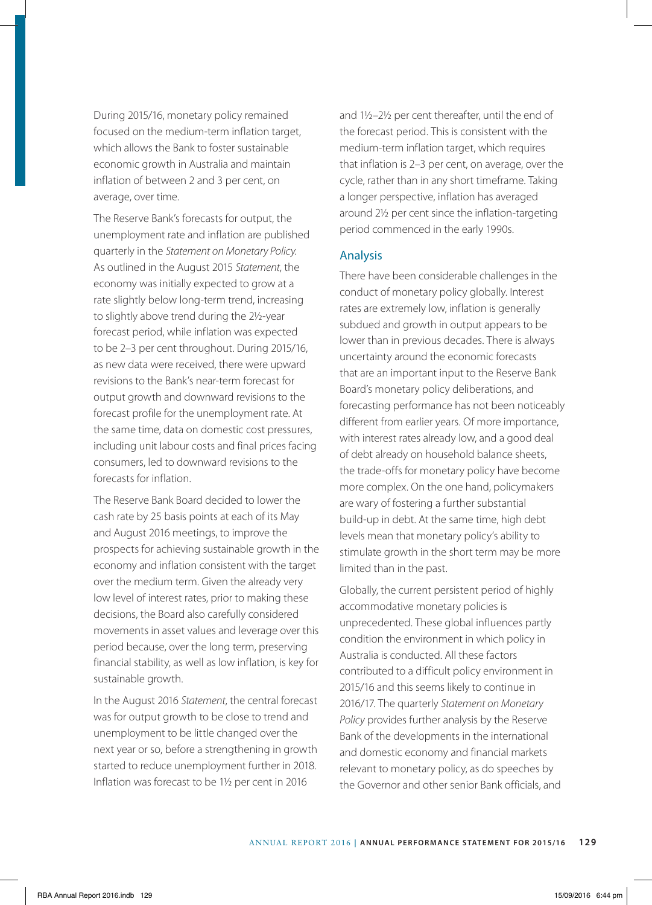During 2015/16, monetary policy remained focused on the medium-term inflation target, which allows the Bank to foster sustainable economic growth in Australia and maintain inflation of between 2 and 3 per cent, on average, over time.

The Reserve Bank's forecasts for output, the unemployment rate and inflation are published quarterly in the *Statement on Monetary Policy*. As outlined in the August 2015 *Statement*, the economy was initially expected to grow at a rate slightly below long-term trend, increasing to slightly above trend during the 2½-year forecast period, while inflation was expected to be 2–3 per cent throughout. During 2015/16, as new data were received, there were upward revisions to the Bank's near-term forecast for output growth and downward revisions to the forecast profile for the unemployment rate. At the same time, data on domestic cost pressures, including unit labour costs and final prices facing consumers, led to downward revisions to the forecasts for inflation.

The Reserve Bank Board decided to lower the cash rate by 25 basis points at each of its May and August 2016 meetings, to improve the prospects for achieving sustainable growth in the economy and inflation consistent with the target over the medium term. Given the already very low level of interest rates, prior to making these decisions, the Board also carefully considered movements in asset values and leverage over this period because, over the long term, preserving financial stability, as well as low inflation, is key for sustainable growth.

In the August 2016 *Statement*, the central forecast was for output growth to be close to trend and unemployment to be little changed over the next year or so, before a strengthening in growth started to reduce unemployment further in 2018. Inflation was forecast to be 1½ per cent in 2016 and 1½–2½ per cent thereafter, until the end of the forecast period. This is consistent with the medium-term inflation target, which requires that inflation is 2–3 per cent, on average, over the cycle, rather than in any short timeframe. Taking a longer perspective, inflation has averaged around 2½ per cent since the inflation-targeting period commenced in the early 1990s.

## Analysis

There have been considerable challenges in the conduct of monetary policy globally. Interest rates are extremely low, inflation is generally subdued and growth in output appears to be lower than in previous decades. There is always uncertainty around the economic forecasts that are an important input to the Reserve Bank Board's monetary policy deliberations, and forecasting performance has not been noticeably different from earlier years. Of more importance, with interest rates already low, and a good deal of debt already on household balance sheets, the trade-offs for monetary policy have become more complex. On the one hand, policymakers are wary of fostering a further substantial build-up in debt. At the same time, high debt levels mean that monetary policy's ability to stimulate growth in the short term may be more limited than in the past.

Globally, the current persistent period of highly accommodative monetary policies is unprecedented. These global influences partly condition the environment in which policy in Australia is conducted. All these factors contributed to a difficult policy environment in 2015/16 and this seems likely to continue in 2016/17. The quarterly *Statement on Monetary Policy* provides further analysis by the Reserve Bank of the developments in the international and domestic economy and financial markets relevant to monetary policy, as do speeches by the Governor and other senior Bank officials, and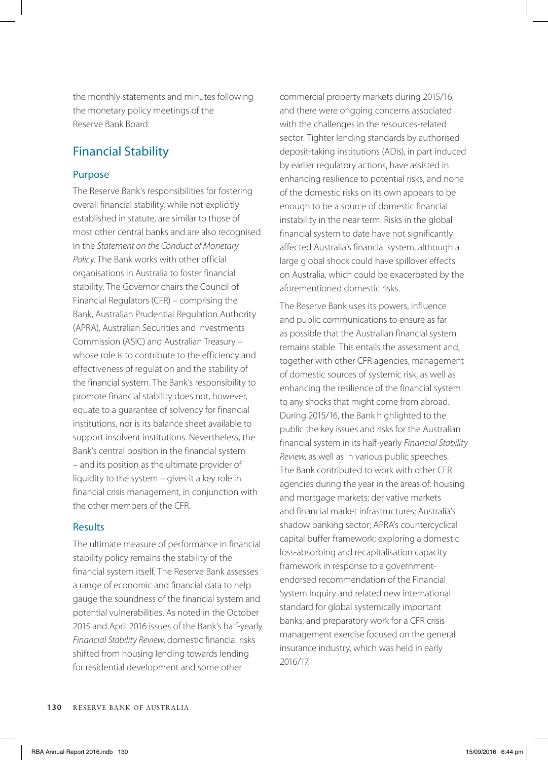the monthly statements and minutes following the monetary policy meetings of the Reserve Bank Board.

## Financial Stability

### Purpose

The Reserve Bank's responsibilities for fostering overall financial stability, while not explicitly established in statute, are similar to those of most other central banks and are also recognised in the *Statement on the Conduct of Monetary Policy*. The Bank works with other official organisations in Australia to foster financial stability. The Governor chairs the Council of Financial Regulators (CFR) – comprising the Bank, Australian Prudential Regulation Authority (APRA), Australian Securities and Investments Commission (ASIC) and Australian Treasury – whose role is to contribute to the efficiency and effectiveness of regulation and the stability of the financial system. The Bank's responsibility to promote financial stability does not, however, equate to a guarantee of solvency for financial institutions, nor is its balance sheet available to support insolvent institutions. Nevertheless, the Bank's central position in the financial system – and its position as the ultimate provider of liquidity to the system – gives it a key role in financial crisis management, in conjunction with the other members of the CFR.

### Results

The ultimate measure of performance in financial stability policy remains the stability of the financial system itself. The Reserve Bank assesses a range of economic and financial data to help gauge the soundness of the financial system and potential vulnerabilities. As noted in the October 2015 and April 2016 issues of the Bank's half-yearly *Financial Stability Review*, domestic financial risks shifted from housing lending towards lending for residential development and some other commercial property markets during 2015/16, and there were ongoing concerns associated with the challenges in the resources-related sector. Tighter lending standards by authorised deposit-taking institutions (ADIs), in part induced by earlier regulatory actions, have assisted in enhancing resilience to potential risks, and none of the domestic risks on its own appears to be enough to be a source of domestic financial instability in the near term. Risks in the global financial system to date have not significantly affected Australia's financial system, although a large global shock could have spillover effects on Australia, which could be exacerbated by the aforementioned domestic risks.

The Reserve Bank uses its powers, influence and public communications to ensure as far as possible that the Australian financial system remains stable. This entails the assessment and, together with other CFR agencies, management of domestic sources of systemic risk, as well as enhancing the resilience of the financial system to any shocks that might come from abroad. During 2015/16, the Bank highlighted to the public the key issues and risks for the Australian financial system in its half-yearly *Financial Stability Review*, as well as in various public speeches. The Bank contributed to work with other CFR agencies during the year in the areas of: housing and mortgage markets; derivative markets and financial market infrastructures; Australia's shadow banking sector; APRA's countercyclical capital buffer framework; exploring a domestic loss-absorbing and recapitalisation capacity framework in response to a government-endorsed recommendation of the Financial System Inquiry and related new international standard for global systemically important banks; and preparatory work for a CFR crisis management exercise focused on the general insurance industry, which was held in early 2016/17.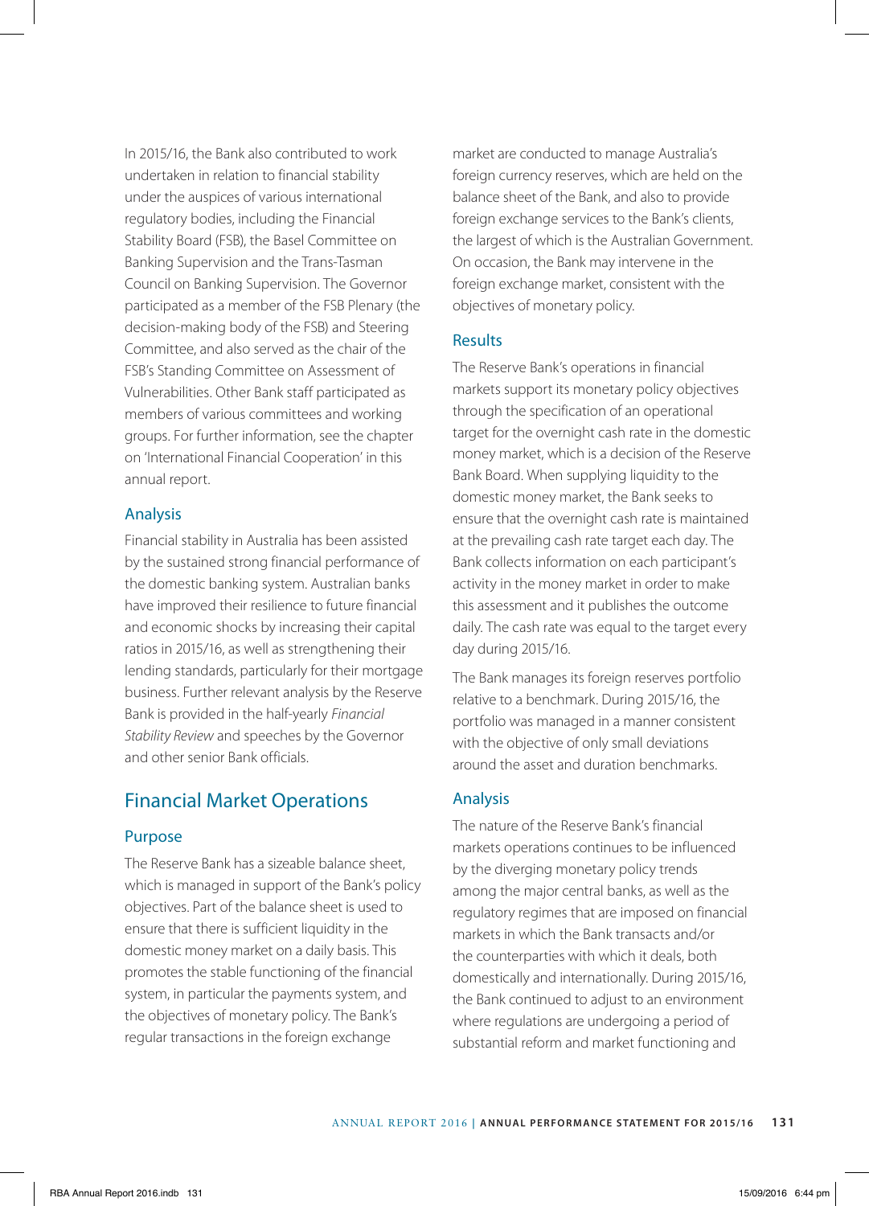In 2015/16, the Bank also contributed to work undertaken in relation to financial stability under the auspices of various international regulatory bodies, including the Financial Stability Board (FSB), the Basel Committee on Banking Supervision and the Trans-Tasman Council on Banking Supervision. The Governor participated as a member of the FSB Plenary (the decision-making body of the FSB) and Steering Committee, and also served as the chair of the FSB's Standing Committee on Assessment of Vulnerabilities. Other Bank staff participated as members of various committees and working groups. For further information, see the chapter on 'International Financial Cooperation' in this annual report.

### Analysis

Financial stability in Australia has been assisted by the sustained strong financial performance of the domestic banking system. Australian banks have improved their resilience to future financial and economic shocks by increasing their capital ratios in 2015/16, as well as strengthening their lending standards, particularly for their mortgage business. Further relevant analysis by the Reserve Bank is provided in the half-yearly *Financial Stability Review* and speeches by the Governor and other senior Bank officials.

## Financial Market Operations

### Purpose

The Reserve Bank has a sizeable balance sheet, which is managed in support of the Bank's policy objectives. Part of the balance sheet is used to ensure that there is sufficient liquidity in the domestic money market on a daily basis. This promotes the stable functioning of the financial system, in particular the payments system, and the objectives of monetary policy. The Bank's regular transactions in the foreign exchange market are conducted to manage Australia's foreign currency reserves, which are held on the balance sheet of the Bank, and also to provide foreign exchange services to the Bank's clients, the largest of which is the Australian Government. On occasion, the Bank may intervene in the foreign exchange market, consistent with the objectives of monetary policy.

### Results

The Reserve Bank's operations in financial markets support its monetary policy objectives through the specification of an operational target for the overnight cash rate in the domestic money market, which is a decision of the Reserve Bank Board. When supplying liquidity to the domestic money market, the Bank seeks to ensure that the overnight cash rate is maintained at the prevailing cash rate target each day. The Bank collects information on each participant's activity in the money market in order to make this assessment and it publishes the outcome daily. The cash rate was equal to the target every day during 2015/16.

The Bank manages its foreign reserves portfolio relative to a benchmark. During 2015/16, the portfolio was managed in a manner consistent with the objective of only small deviations around the asset and duration benchmarks.

### Analysis

The nature of the Reserve Bank's financial markets operations continues to be influenced by the diverging monetary policy trends among the major central banks, as well as the regulatory regimes that are imposed on financial markets in which the Bank transacts and/or the counterparties with which it deals, both domestically and internationally. During 2015/16, the Bank continued to adjust to an environment where regulations are undergoing a period of substantial reform and market functioning and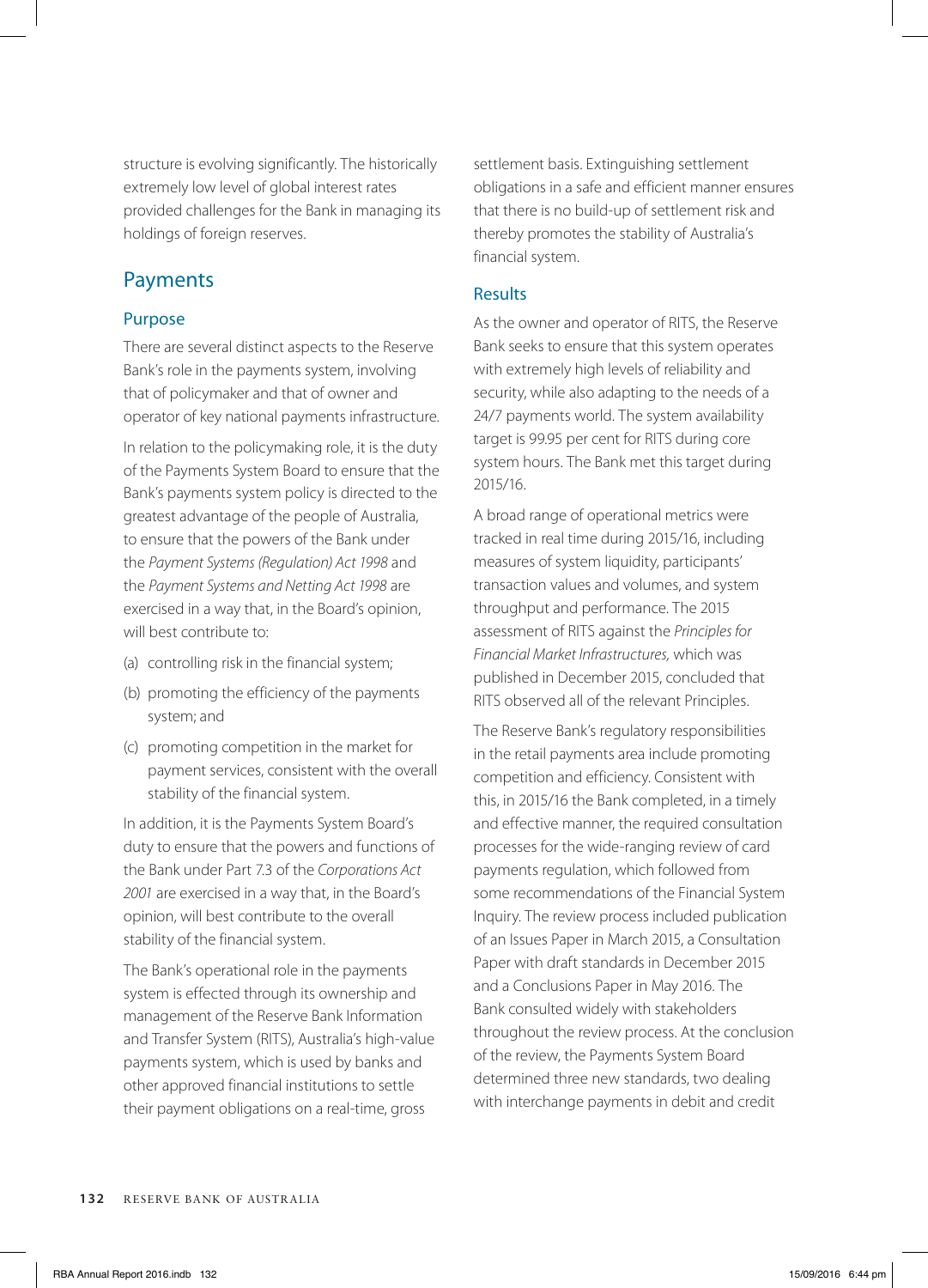structure is evolving significantly. The historically extremely low level of global interest rates provided challenges for the Bank in managing its holdings of foreign reserves.

## Payments

### Purpose

There are several distinct aspects to the Reserve Bank's role in the payments system, involving that of policymaker and that of owner and operator of key national payments infrastructure.

In relation to the policymaking role, it is the duty of the Payments System Board to ensure that the Bank's payments system policy is directed to the greatest advantage of the people of Australia, to ensure that the powers of the Bank under the *Payment Systems (Regulation) Act 1998* and the *Payment Systems and Netting Act 1998* are exercised in a way that, in the Board's opinion, will best contribute to:

(a) controlling risk in the financial system;

(b) promoting the efficiency of the payments system; and

(c) promoting competition in the market for payment services, consistent with the overall stability of the financial system.

In addition, it is the Payments System Board's duty to ensure that the powers and functions of the Bank under Part 7.3 of the *Corporations Act 2001* are exercised in a way that, in the Board's opinion, will best contribute to the overall stability of the financial system.

The Bank's operational role in the payments system is effected through its ownership and management of the Reserve Bank Information and Transfer System (RITS), Australia's high-value payments system, which is used by banks and other approved financial institutions to settle their payment obligations on a real-time, gross settlement basis. Extinguishing settlement obligations in a safe and efficient manner ensures that there is no build-up of settlement risk and thereby promotes the stability of Australia's financial system.

### Results

As the owner and operator of RITS, the Reserve Bank seeks to ensure that this system operates with extremely high levels of reliability and security, while also adapting to the needs of a 24/7 payments world. The system availability target is 99.95 per cent for RITS during core system hours. The Bank met this target during 2015/16.

A broad range of operational metrics were tracked in real time during 2015/16, including measures of system liquidity, participants' transaction values and volumes, and system throughput and performance. The 2015 assessment of RITS against the *Principles for Financial Market Infrastructures,* which was published in December 2015, concluded that RITS observed all of the relevant Principles.

The Reserve Bank's regulatory responsibilities in the retail payments area include promoting competition and efficiency. Consistent with this, in 2015/16 the Bank completed, in a timely and effective manner, the required consultation processes for the wide-ranging review of card payments regulation, which followed from some recommendations of the Financial System Inquiry. The review process included publication of an Issues Paper in March 2015, a Consultation Paper with draft standards in December 2015 and a Conclusions Paper in May 2016. The Bank consulted widely with stakeholders throughout the review process. At the conclusion of the review, the Payments System Board determined three new standards, two dealing with interchange payments in debit and credit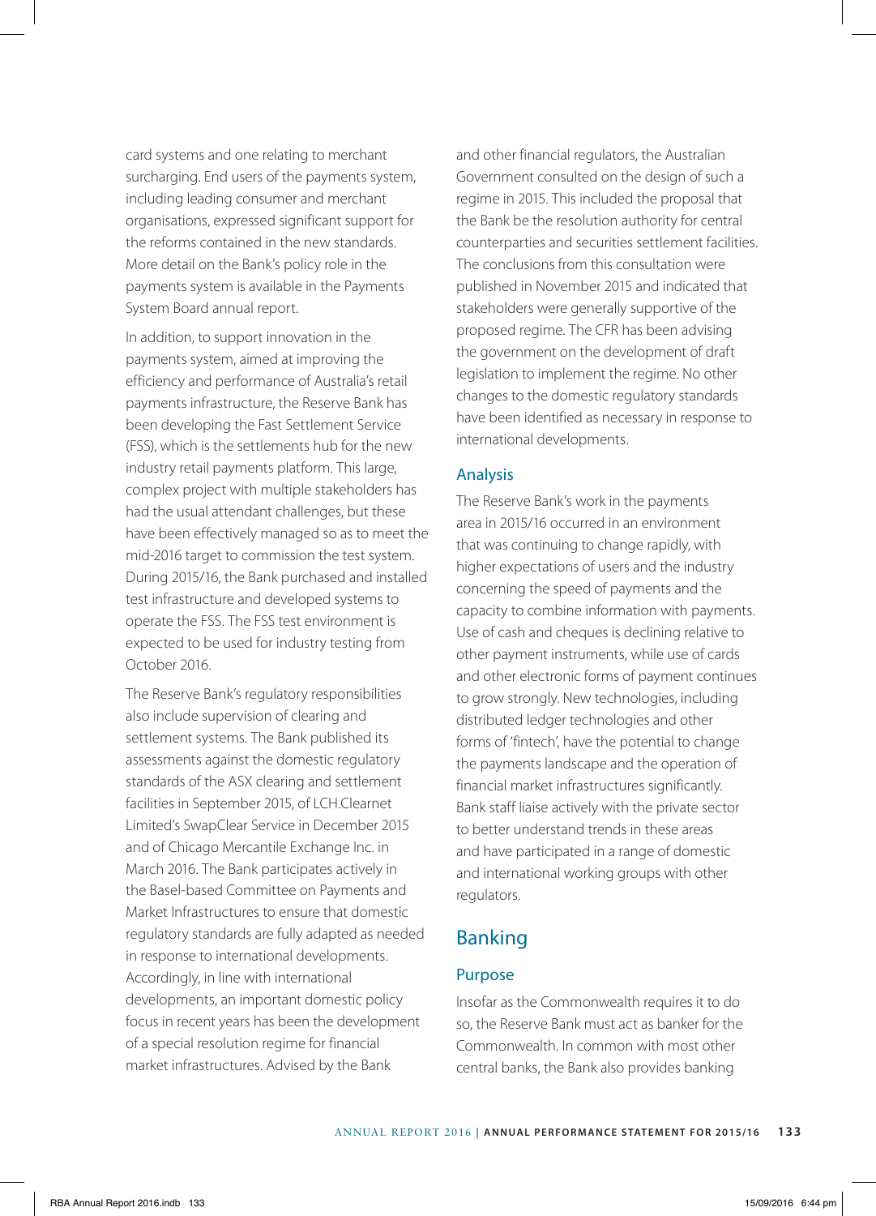card systems and one relating to merchant surcharging. End users of the payments system, including leading consumer and merchant organisations, expressed significant support for the reforms contained in the new standards. More detail on the Bank's policy role in the payments system is available in the Payments System Board annual report.

In addition, to support innovation in the payments system, aimed at improving the efficiency and performance of Australia's retail payments infrastructure, the Reserve Bank has been developing the Fast Settlement Service (FSS), which is the settlements hub for the new industry retail payments platform. This large, complex project with multiple stakeholders has had the usual attendant challenges, but these have been effectively managed so as to meet the mid-2016 target to commission the test system. During 2015/16, the Bank purchased and installed test infrastructure and developed systems to operate the FSS. The FSS test environment is expected to be used for industry testing from October 2016.

The Reserve Bank's regulatory responsibilities also include supervision of clearing and settlement systems. The Bank published its assessments against the domestic regulatory standards of the ASX clearing and settlement facilities in September 2015, of LCH.Clearnet Limited's SwapClear Service in December 2015 and of Chicago Mercantile Exchange Inc. in March 2016. The Bank participates actively in the Basel-based Committee on Payments and Market Infrastructures to ensure that domestic regulatory standards are fully adapted as needed in response to international developments. Accordingly, in line with international developments, an important domestic policy focus in recent years has been the development of a special resolution regime for financial market infrastructures. Advised by the Bank and other financial regulators, the Australian Government consulted on the design of such a regime in 2015. This included the proposal that the Bank be the resolution authority for central counterparties and securities settlement facilities. The conclusions from this consultation were published in November 2015 and indicated that stakeholders were generally supportive of the proposed regime. The CFR has been advising the government on the development of draft legislation to implement the regime. No other changes to the domestic regulatory standards have been identified as necessary in response to international developments.

### Analysis

The Reserve Bank's work in the payments area in 2015/16 occurred in an environment that was continuing to change rapidly, with higher expectations of users and the industry concerning the speed of payments and the capacity to combine information with payments. Use of cash and cheques is declining relative to other payment instruments, while use of cards and other electronic forms of payment continues to grow strongly. New technologies, including distributed ledger technologies and other forms of 'fintech', have the potential to change the payments landscape and the operation of financial market infrastructures significantly. Bank staff liaise actively with the private sector to better understand trends in these areas and have participated in a range of domestic and international working groups with other regulators.

## Banking

### Purpose

Insofar as the Commonwealth requires it to do so, the Reserve Bank must act as banker for the Commonwealth. In common with most other central banks, the Bank also provides banking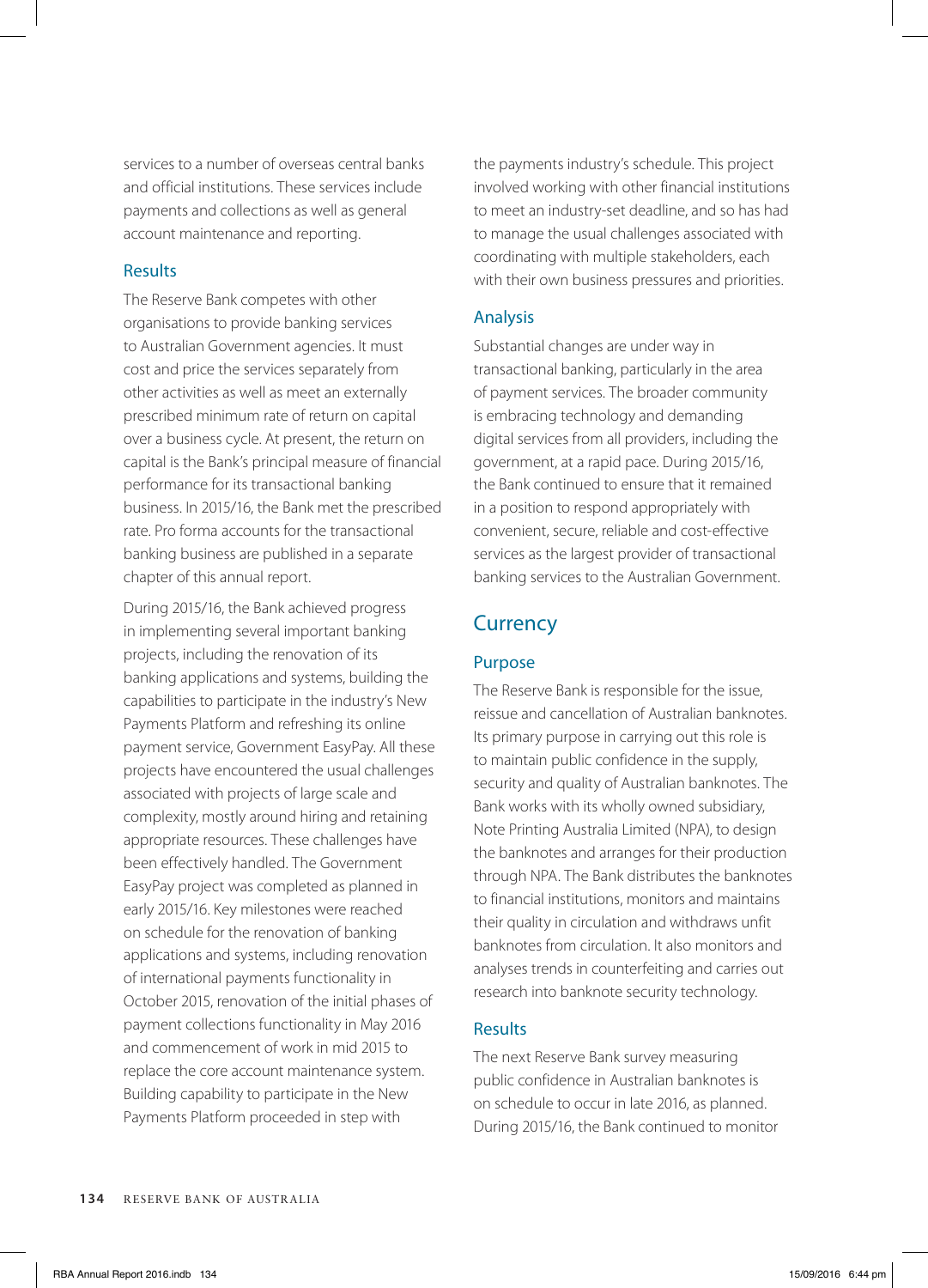services to a number of overseas central banks and official institutions. These services include payments and collections as well as general account maintenance and reporting.

### Results

The Reserve Bank competes with other organisations to provide banking services to Australian Government agencies. It must cost and price the services separately from other activities as well as meet an externally prescribed minimum rate of return on capital over a business cycle. At present, the return on capital is the Bank's principal measure of financial performance for its transactional banking business. In 2015/16, the Bank met the prescribed rate. Pro forma accounts for the transactional banking business are published in a separate chapter of this annual report.

During 2015/16, the Bank achieved progress in implementing several important banking projects, including the renovation of its banking applications and systems, building the capabilities to participate in the industry's New Payments Platform and refreshing its online payment service, Government EasyPay. All these projects have encountered the usual challenges associated with projects of large scale and complexity, mostly around hiring and retaining appropriate resources. These challenges have been effectively handled. The Government EasyPay project was completed as planned in early 2015/16. Key milestones were reached on schedule for the renovation of banking applications and systems, including renovation of international payments functionality in October 2015, renovation of the initial phases of payment collections functionality in May 2016 and commencement of work in mid 2015 to replace the core account maintenance system. Building capability to participate in the New Payments Platform proceeded in step with the payments industry's schedule. This project involved working with other financial institutions to meet an industry-set deadline, and so has had to manage the usual challenges associated with coordinating with multiple stakeholders, each with their own business pressures and priorities.

### Analysis

Substantial changes are under way in transactional banking, particularly in the area of payment services. The broader community is embracing technology and demanding digital services from all providers, including the government, at a rapid pace. During 2015/16, the Bank continued to ensure that it remained in a position to respond appropriately with convenient, secure, reliable and cost-effective services as the largest provider of transactional banking services to the Australian Government.

## Currency

### Purpose

The Reserve Bank is responsible for the issue, reissue and cancellation of Australian banknotes. Its primary purpose in carrying out this role is to maintain public confidence in the supply, security and quality of Australian banknotes. The Bank works with its wholly owned subsidiary, Note Printing Australia Limited (NPA), to design the banknotes and arranges for their production through NPA. The Bank distributes the banknotes to financial institutions, monitors and maintains their quality in circulation and withdraws unfit banknotes from circulation. It also monitors and analyses trends in counterfeiting and carries out research into banknote security technology.

### Results

The next Reserve Bank survey measuring public confidence in Australian banknotes is on schedule to occur in late 2016, as planned. During 2015/16, the Bank continued to monitor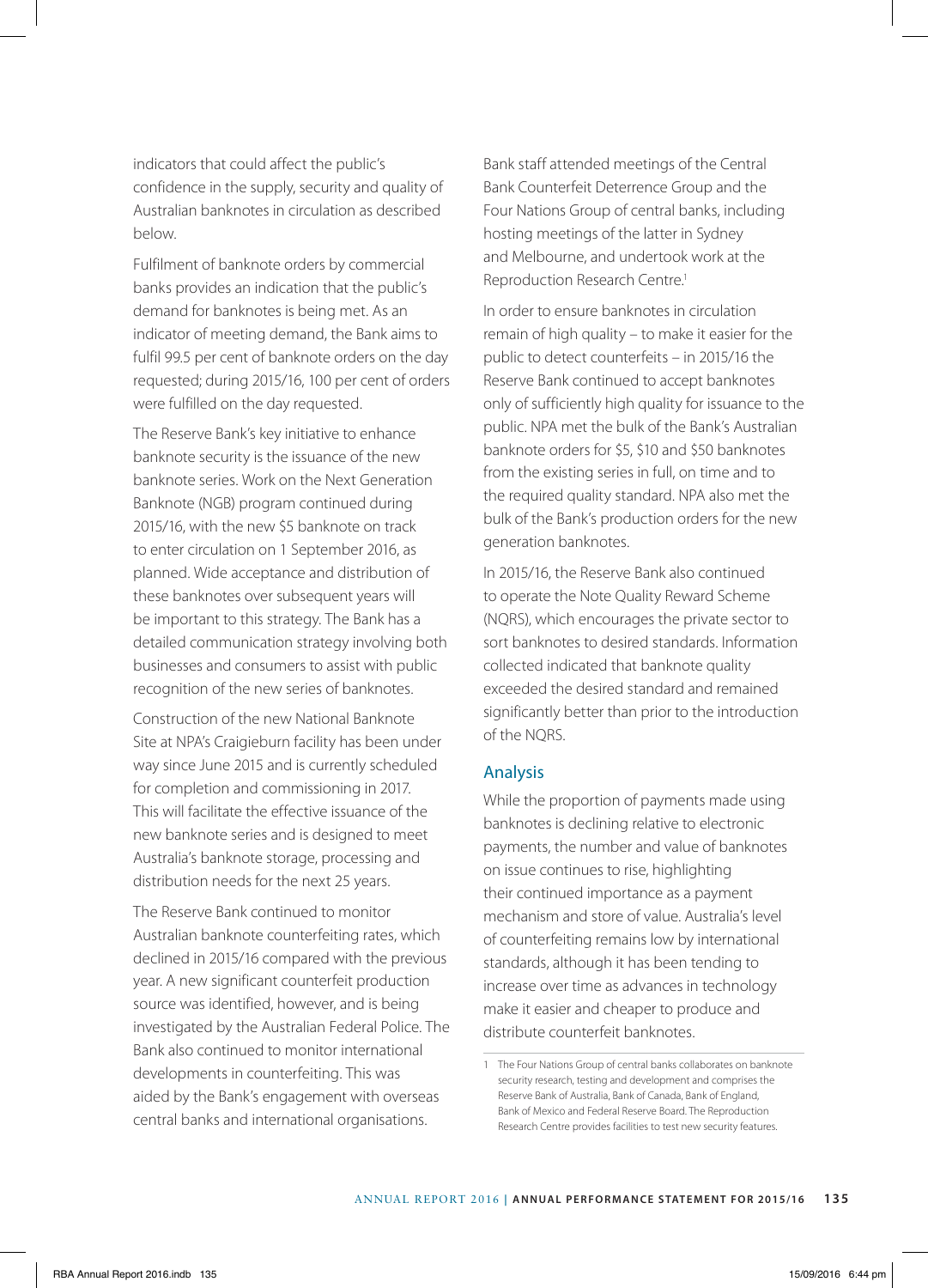indicators that could affect the public's confidence in the supply, security and quality of Australian banknotes in circulation as described below.

Fulfilment of banknote orders by commercial banks provides an indication that the public's demand for banknotes is being met. As an indicator of meeting demand, the Bank aims to fulfil 99.5 per cent of banknote orders on the day requested; during 2015/16, 100 per cent of orders were fulfilled on the day requested.

The Reserve Bank's key initiative to enhance banknote security is the issuance of the new banknote series. Work on the Next Generation Banknote (NGB) program continued during 2015/16, with the new $5 banknote on track to enter circulation on 1 September 2016, as planned. Wide acceptance and distribution of these banknotes over subsequent years will be important to this strategy. The Bank has a detailed communication strategy involving both businesses and consumers to assist with public recognition of the new series of banknotes.

Construction of the new National Banknote Site at NPA's Craigieburn facility has been under way since June 2015 and is currently scheduled for completion and commissioning in 2017. This will facilitate the effective issuance of the new banknote series and is designed to meet Australia's banknote storage, processing and distribution needs for the next 25 years.

The Reserve Bank continued to monitor Australian banknote counterfeiting rates, which declined in 2015/16 compared with the previous year. A new significant counterfeit production source was identified, however, and is being investigated by the Australian Federal Police. The Bank also continued to monitor international developments in counterfeiting. This was aided by the Bank's engagement with overseas central banks and international organisations.

Bank staff attended meetings of the Central Bank Counterfeit Deterrence Group and the Four Nations Group of central banks, including hosting meetings of the latter in Sydney and Melbourne, and undertook work at the Reproduction Research Centre.[1]

In order to ensure banknotes in circulation remain of high quality – to make it easier for the public to detect counterfeits – in 2015/16 the Reserve Bank continued to accept banknotes only of sufficiently high quality for issuance to the public. NPA met the bulk of the Bank's Australian banknote orders for $5, $10 and $50 banknotes from the existing series in full, on time and to the required quality standard. NPA also met the bulk of the Bank's production orders for the new generation banknotes.

In 2015/16, the Reserve Bank also continued to operate the Note Quality Reward Scheme (NQRS), which encourages the private sector to sort banknotes to desired standards. Information collected indicated that banknote quality exceeded the desired standard and remained significantly better than prior to the introduction of the NQRS.

## Analysis

While the proportion of payments made using banknotes is declining relative to electronic payments, the number and value of banknotes on issue continues to rise, highlighting their continued importance as a payment mechanism and store of value. Australia's level of counterfeiting remains low by international standards, although it has been tending to increase over time as advances in technology make it easier and cheaper to produce and distribute counterfeit banknotes.

---

1 The Four Nations Group of central banks collaborates on banknote security research, testing and development and comprises the Reserve Bank of Australia, Bank of Canada, Bank of England, Bank of Mexico and Federal Reserve Board. The Reproduction Research Centre provides facilities to test new security features.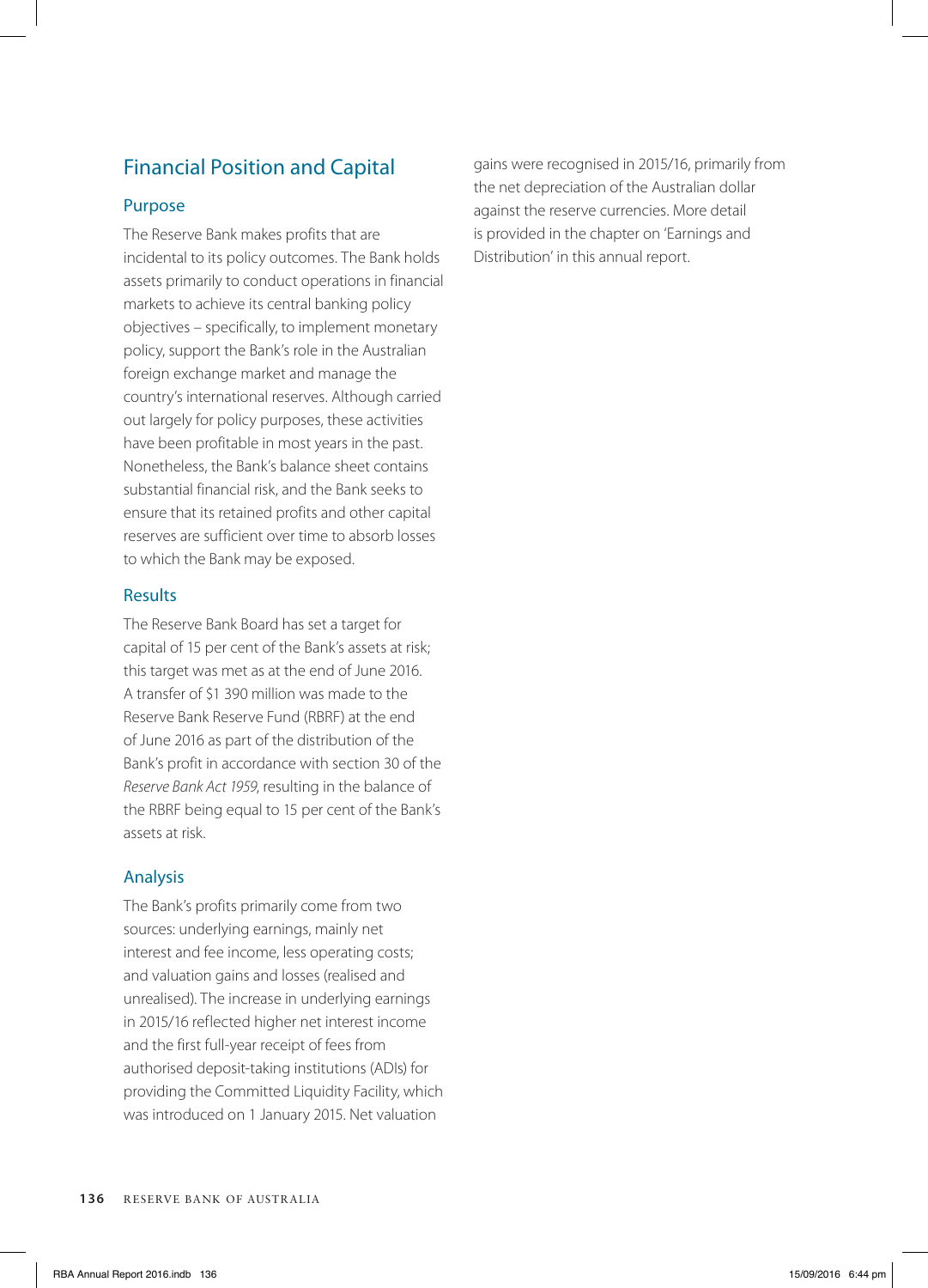## Financial Position and Capital

### Purpose

The Reserve Bank makes profits that are incidental to its policy outcomes. The Bank holds assets primarily to conduct operations in financial markets to achieve its central banking policy objectives – specifically, to implement monetary policy, support the Bank's role in the Australian foreign exchange market and manage the country's international reserves. Although carried out largely for policy purposes, these activities have been profitable in most years in the past. Nonetheless, the Bank's balance sheet contains substantial financial risk, and the Bank seeks to ensure that its retained profits and other capital reserves are sufficient over time to absorb losses to which the Bank may be exposed.

### Results

The Reserve Bank Board has set a target for capital of 15 per cent of the Bank's assets at risk; this target was met as at the end of June 2016. A transfer of $1 390 million was made to the Reserve Bank Reserve Fund (RBRF) at the end of June 2016 as part of the distribution of the Bank's profit in accordance with section 30 of the *Reserve Bank Act 1959*, resulting in the balance of the RBRF being equal to 15 per cent of the Bank's assets at risk.

### Analysis

The Bank's profits primarily come from two sources: underlying earnings, mainly net interest and fee income, less operating costs; and valuation gains and losses (realised and unrealised). The increase in underlying earnings in 2015/16 reflected higher net interest income and the first full-year receipt of fees from authorised deposit-taking institutions (ADIs) for providing the Committed Liquidity Facility, which was introduced on 1 January 2015. Net valuation gains were recognised in 2015/16, primarily from the net depreciation of the Australian dollar against the reserve currencies. More detail is provided in the chapter on 'Earnings and Distribution' in this annual report.